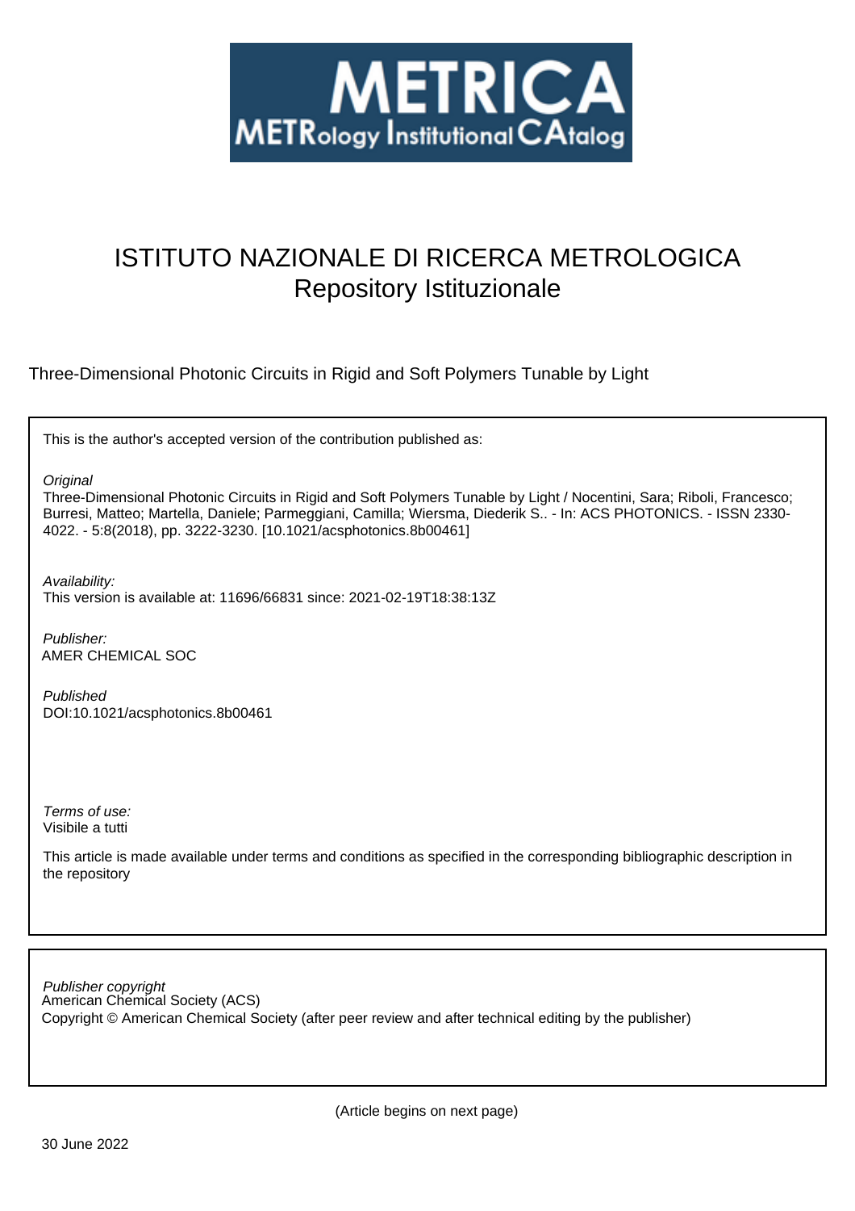# ISTITUTO NAZIONALE DI RICERCA METROLOGICA
Repository Istituzionale

Three-Dimensional Photonic Circuits in Rigid and Soft Polymers Tunable by Light

This is the author's accepted version of the contribution published as:

*Original*
Three-Dimensional Photonic Circuits in Rigid and Soft Polymers Tunable by Light / Nocentini, Sara; Riboli, Francesco; Burresi, Matteo; Martella, Daniele; Parmeggiani, Camilla; Wiersma, Diederik S.. - In: ACS PHOTONICS. - ISSN 2330-4022. - 5:8(2018), pp. 3222-3230. [10.1021/acsphotonics.8b00461]

*Availability:*
This version is available at: 11696/66831 since: 2021-02-19T18:38:13Z

*Publisher:*
AMER CHEMICAL SOC

*Published*
DOI:10.1021/acsphotonics.8b00461

*Terms of use:*
Visibile a tutti

This article is made available under terms and conditions as specified in the corresponding bibliographic description in the repository

*Publisher copyright*
American Chemical Society (ACS)
Copyright © American Chemical Society (after peer review and after technical editing by the publisher)

(Article begins on next page)

30 June 2022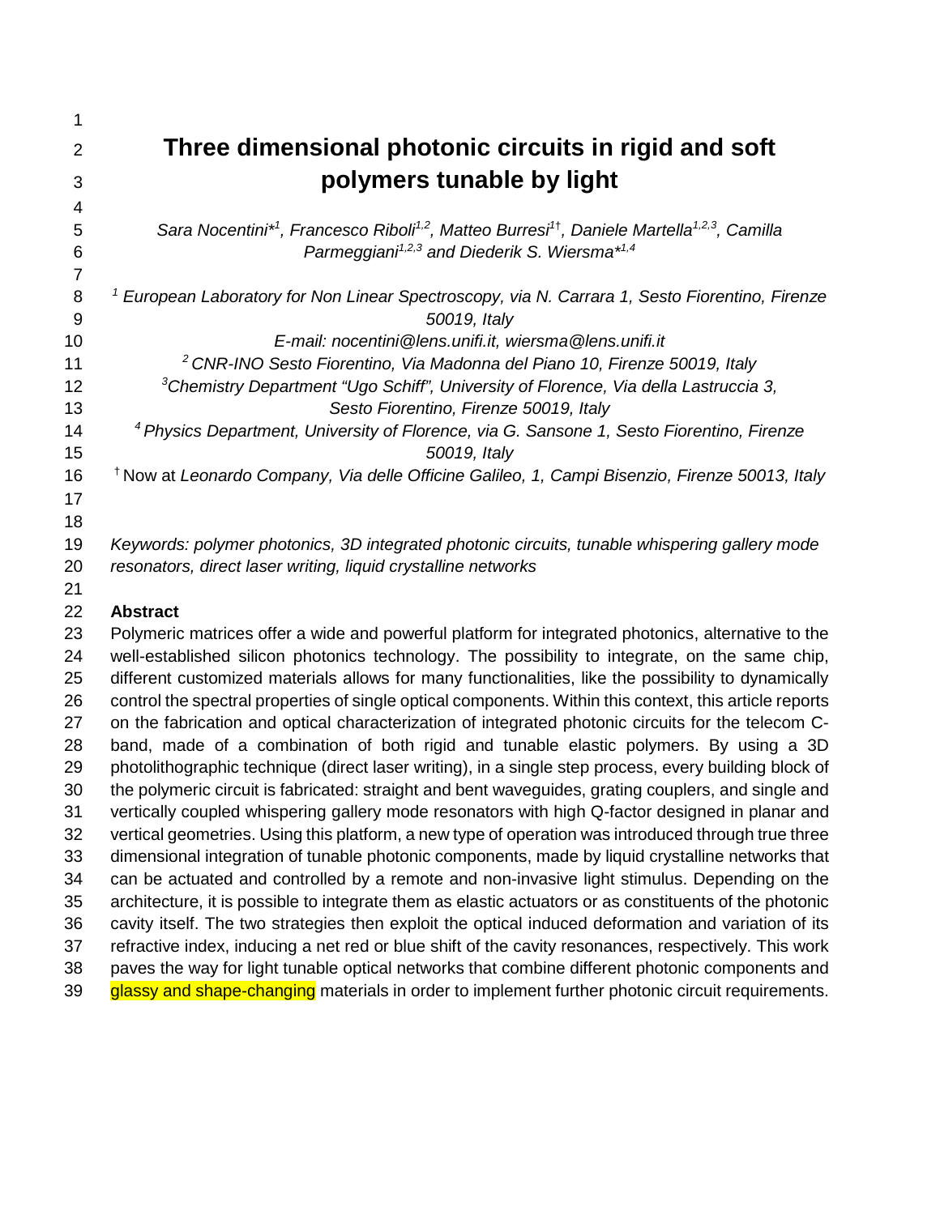# Three dimensional photonic circuits in rigid and soft polymers tunable by light

*Sara Nocentini*[1], Francesco Riboli[1,2], Matteo Burresi[1†], Daniele Martella[1,2,3], Camilla Parmeggiani[1,2,3] and Diederik S. Wiersma*[1,4]*

[1] *European Laboratory for Non Linear Spectroscopy, via N. Carrara 1, Sesto Fiorentino, Firenze 50019, Italy*

*E-mail: nocentini@lens.unifi.it, wiersma@lens.unifi.it*

[2] *CNR-INO Sesto Fiorentino, Via Madonna del Piano 10, Firenze 50019, Italy*

[3] *Chemistry Department "Ugo Schiff", University of Florence, Via della Lastruccia 3, Sesto Fiorentino, Firenze 50019, Italy*

[4] *Physics Department, University of Florence, via G. Sansone 1, Sesto Fiorentino, Firenze 50019, Italy*

[†] Now at *Leonardo Company, Via delle Officine Galileo, 1, Campi Bisenzio, Firenze 50013, Italy*

*Keywords: polymer photonics, 3D integrated photonic circuits, tunable whispering gallery mode resonators, direct laser writing, liquid crystalline networks*

## Abstract

Polymeric matrices offer a wide and powerful platform for integrated photonics, alternative to the well-established silicon photonics technology. The possibility to integrate, on the same chip, different customized materials allows for many functionalities, like the possibility to dynamically control the spectral properties of single optical components. Within this context, this article reports on the fabrication and optical characterization of integrated photonic circuits for the telecom C-band, made of a combination of both rigid and tunable elastic polymers. By using a 3D photolithographic technique (direct laser writing), in a single step process, every building block of the polymeric circuit is fabricated: straight and bent waveguides, grating couplers, and single and vertically coupled whispering gallery mode resonators with high Q-factor designed in planar and vertical geometries. Using this platform, a new type of operation was introduced through true three dimensional integration of tunable photonic components, made by liquid crystalline networks that can be actuated and controlled by a remote and non-invasive light stimulus. Depending on the architecture, it is possible to integrate them as elastic actuators or as constituents of the photonic cavity itself. The two strategies then exploit the optical induced deformation and variation of its refractive index, inducing a net red or blue shift of the cavity resonances, respectively. This work paves the way for light tunable optical networks that combine different photonic components and glassy and shape-changing materials in order to implement further photonic circuit requirements.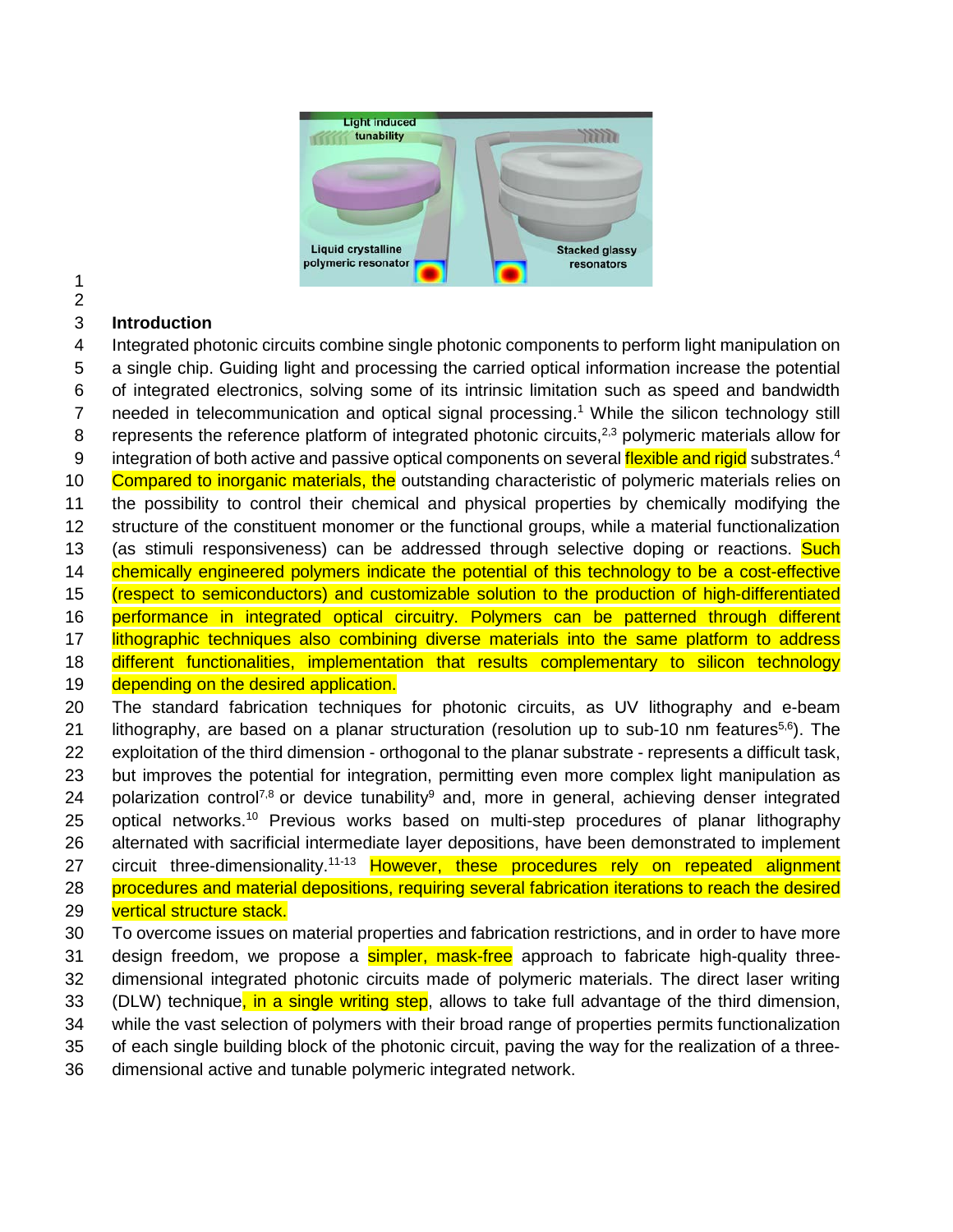## Introduction

Integrated photonic circuits combine single photonic components to perform light manipulation on a single chip. Guiding light and processing the carried optical information increase the potential of integrated electronics, solving some of its intrinsic limitation such as speed and bandwidth needed in telecommunication and optical signal processing.[1] While the silicon technology still represents the reference platform of integrated photonic circuits,[2,3] polymeric materials allow for integration of both active and passive optical components on several flexible and rigid substrates.[4] Compared to inorganic materials, the outstanding characteristic of polymeric materials relies on the possibility to control their chemical and physical properties by chemically modifying the structure of the constituent monomer or the functional groups, while a material functionalization (as stimuli responsiveness) can be addressed through selective doping or reactions. Such chemically engineered polymers indicate the potential of this technology to be a cost-effective (respect to semiconductors) and customizable solution to the production of high-differentiated performance in integrated optical circuitry. Polymers can be patterned through different lithographic techniques also combining diverse materials into the same platform to address different functionalities, implementation that results complementary to silicon technology depending on the desired application.

The standard fabrication techniques for photonic circuits, as UV lithography and e-beam lithography, are based on a planar structuration (resolution up to sub-10 nm features[5,6]). The exploitation of the third dimension - orthogonal to the planar substrate - represents a difficult task, but improves the potential for integration, permitting even more complex light manipulation as polarization control[7,8] or device tunability[9] and, more in general, achieving denser integrated optical networks.[10] Previous works based on multi-step procedures of planar lithography alternated with sacrificial intermediate layer depositions, have been demonstrated to implement circuit three-dimensionality.[11-13] However, these procedures rely on repeated alignment procedures and material depositions, requiring several fabrication iterations to reach the desired vertical structure stack.

To overcome issues on material properties and fabrication restrictions, and in order to have more design freedom, we propose a simpler, mask-free approach to fabricate high-quality three-dimensional integrated photonic circuits made of polymeric materials. The direct laser writing (DLW) technique, in a single writing step, allows to take full advantage of the third dimension, while the vast selection of polymers with their broad range of properties permits functionalization of each single building block of the photonic circuit, paving the way for the realization of a three-dimensional active and tunable polymeric integrated network.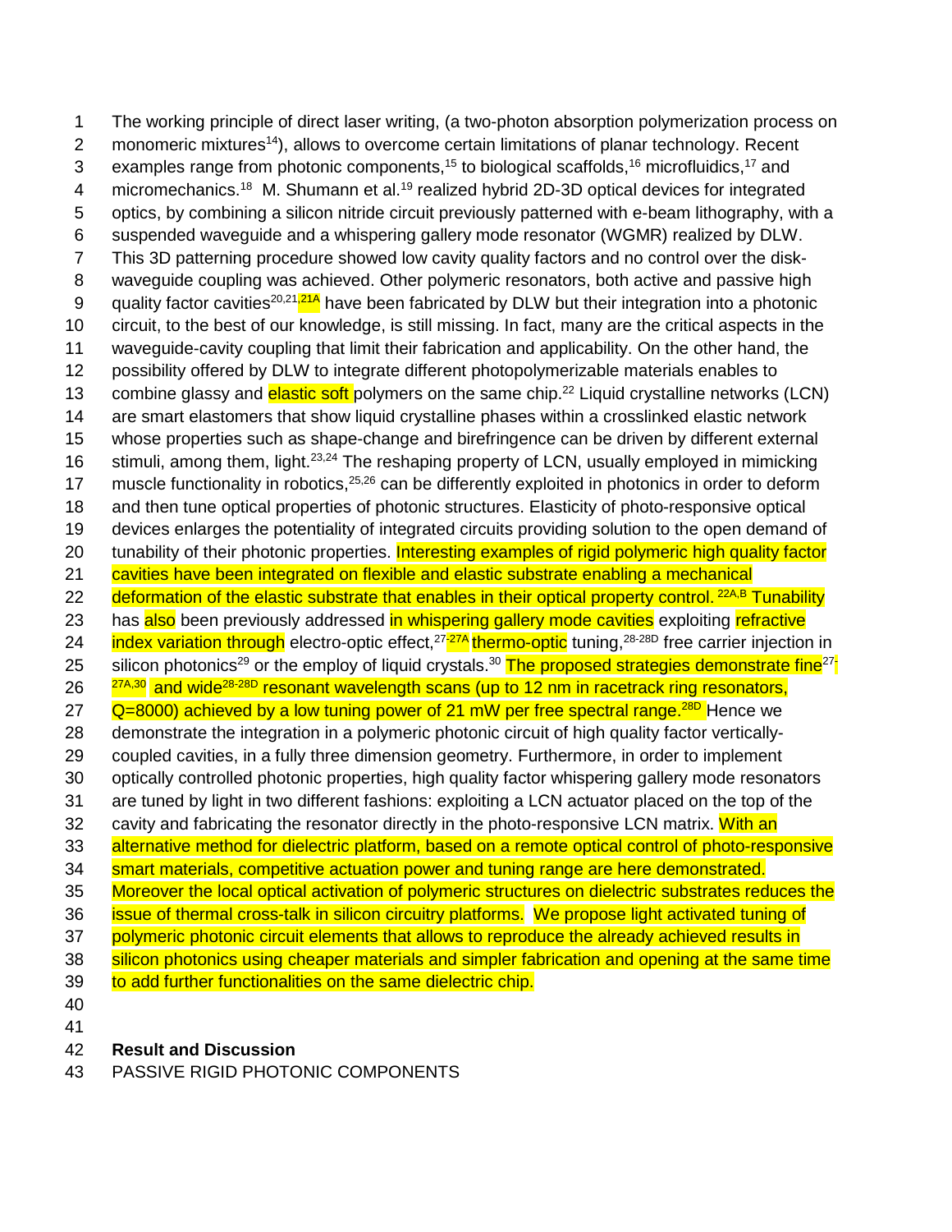The working principle of direct laser writing, (a two-photon absorption polymerization process on monomeric mixtures[14]), allows to overcome certain limitations of planar technology. Recent examples range from photonic components,[15] to biological scaffolds,[16] microfluidics,[17] and micromechanics.[18] M. Shumann et al.[19] realized hybrid 2D-3D optical devices for integrated optics, by combining a silicon nitride circuit previously patterned with e-beam lithography, with a suspended waveguide and a whispering gallery mode resonator (WGMR) realized by DLW. This 3D patterning procedure showed low cavity quality factors and no control over the disk-waveguide coupling was achieved. Other polymeric resonators, both active and passive high quality factor cavities[20,21,21A] have been fabricated by DLW but their integration into a photonic circuit, to the best of our knowledge, is still missing. In fact, many are the critical aspects in the waveguide-cavity coupling that limit their fabrication and applicability. On the other hand, the possibility offered by DLW to integrate different photopolymerizable materials enables to combine glassy and elastic soft polymers on the same chip.[22] Liquid crystalline networks (LCN) are smart elastomers that show liquid crystalline phases within a crosslinked elastic network whose properties such as shape-change and birefringence can be driven by different external stimuli, among them, light.[23,24] The reshaping property of LCN, usually employed in mimicking muscle functionality in robotics,[25,26] can be differently exploited in photonics in order to deform and then tune optical properties of photonic structures. Elasticity of photo-responsive optical devices enlarges the potentiality of integrated circuits providing solution to the open demand of tunability of their photonic properties. Interesting examples of rigid polymeric high quality factor cavities have been integrated on flexible and elastic substrate enabling a mechanical deformation of the elastic substrate that enables in their optical property control.[22A,B] Tunability has also been previously addressed in whispering gallery mode cavities exploiting refractive index variation through electro-optic effect,[27-27A] thermo-optic tuning,[28-28D] free carrier injection in silicon photonics[29] or the employ of liquid crystals.[30] The proposed strategies demonstrate fine[27-27A,30] and wide[28-28D] resonant wavelength scans (up to 12 nm in racetrack ring resonators, Q=8000) achieved by a low tuning power of 21 mW per free spectral range.[28D] Hence we demonstrate the integration in a polymeric photonic circuit of high quality factor vertically-coupled cavities, in a fully three dimension geometry. Furthermore, in order to implement optically controlled photonic properties, high quality factor whispering gallery mode resonators are tuned by light in two different fashions: exploiting a LCN actuator placed on the top of the cavity and fabricating the resonator directly in the photo-responsive LCN matrix. With an alternative method for dielectric platform, based on a remote optical control of photo-responsive smart materials, competitive actuation power and tuning range are here demonstrated. Moreover the local optical activation of polymeric structures on dielectric substrates reduces the issue of thermal cross-talk in silicon circuitry platforms. We propose light activated tuning of polymeric photonic circuit elements that allows to reproduce the already achieved results in silicon photonics using cheaper materials and simpler fabrication and opening at the same time to add further functionalities on the same dielectric chip.

## Result and Discussion

PASSIVE RIGID PHOTONIC COMPONENTS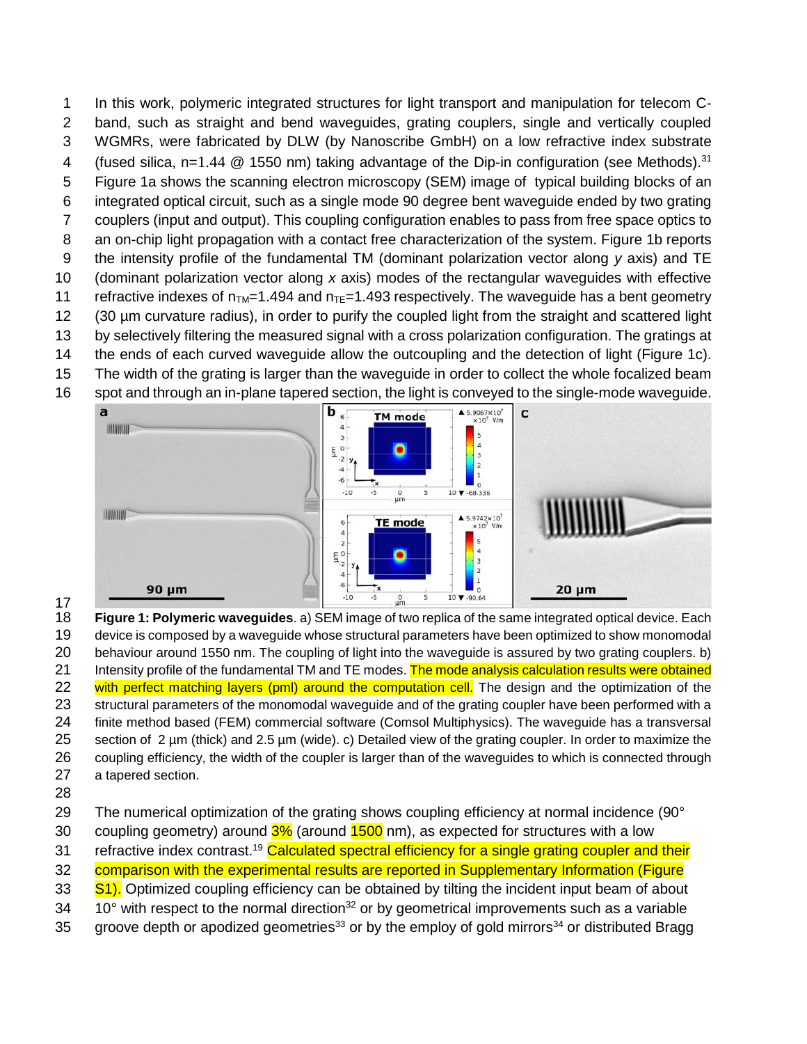In this work, polymeric integrated structures for light transport and manipulation for telecom C-band, such as straight and bend waveguides, grating couplers, single and vertically coupled WGMRs, were fabricated by DLW (by Nanoscribe GmbH) on a low refractive index substrate (fused silica, n=1.44 @ 1550 nm) taking advantage of the Dip-in configuration (see Methods).[31] Figure 1a shows the scanning electron microscopy (SEM) image of typical building blocks of an integrated optical circuit, such as a single mode 90 degree bent waveguide ended by two grating couplers (input and output). This coupling configuration enables to pass from free space optics to an on-chip light propagation with a contact free characterization of the system. Figure 1b reports the intensity profile of the fundamental TM (dominant polarization vector along *y* axis) and TE (dominant polarization vector along *x* axis) modes of the rectangular waveguides with effective refractive indexes of $n_{TM}$=1.494 and $n_{TE}$=1.493 respectively. The waveguide has a bent geometry (30 µm curvature radius), in order to purify the coupled light from the straight and scattered light by selectively filtering the measured signal with a cross polarization configuration. The gratings at the ends of each curved waveguide allow the outcoupling and the detection of light (Figure 1c). The width of the grating is larger than the waveguide in order to collect the whole focalized beam spot and through an in-plane tapered section, the light is conveyed to the single-mode waveguide.

**Figure 1: Polymeric waveguides**. a) SEM image of two replica of the same integrated optical device. Each device is composed by a waveguide whose structural parameters have been optimized to show monomodal behaviour around 1550 nm. The coupling of light into the waveguide is assured by two grating couplers. b) Intensity profile of the fundamental TM and TE modes. The mode analysis calculation results were obtained with perfect matching layers (pml) around the computation cell. The design and the optimization of the structural parameters of the monomodal waveguide and of the grating coupler have been performed with a finite method based (FEM) commercial software (Comsol Multiphysics). The waveguide has a transversal section of 2 µm (thick) and 2.5 µm (wide). c) Detailed view of the grating coupler. In order to maximize the coupling efficiency, the width of the coupler is larger than of the waveguides to which is connected through a tapered section.

The numerical optimization of the grating shows coupling efficiency at normal incidence (90° coupling geometry) around 3% (around 1500 nm), as expected for structures with a low refractive index contrast.[19] Calculated spectral efficiency for a single grating coupler and their comparison with the experimental results are reported in Supplementary Information (Figure S1). Optimized coupling efficiency can be obtained by tilting the incident input beam of about 10° with respect to the normal direction[32] or by geometrical improvements such as a variable groove depth or apodized geometries[33] or by the employ of gold mirrors[34] or distributed Bragg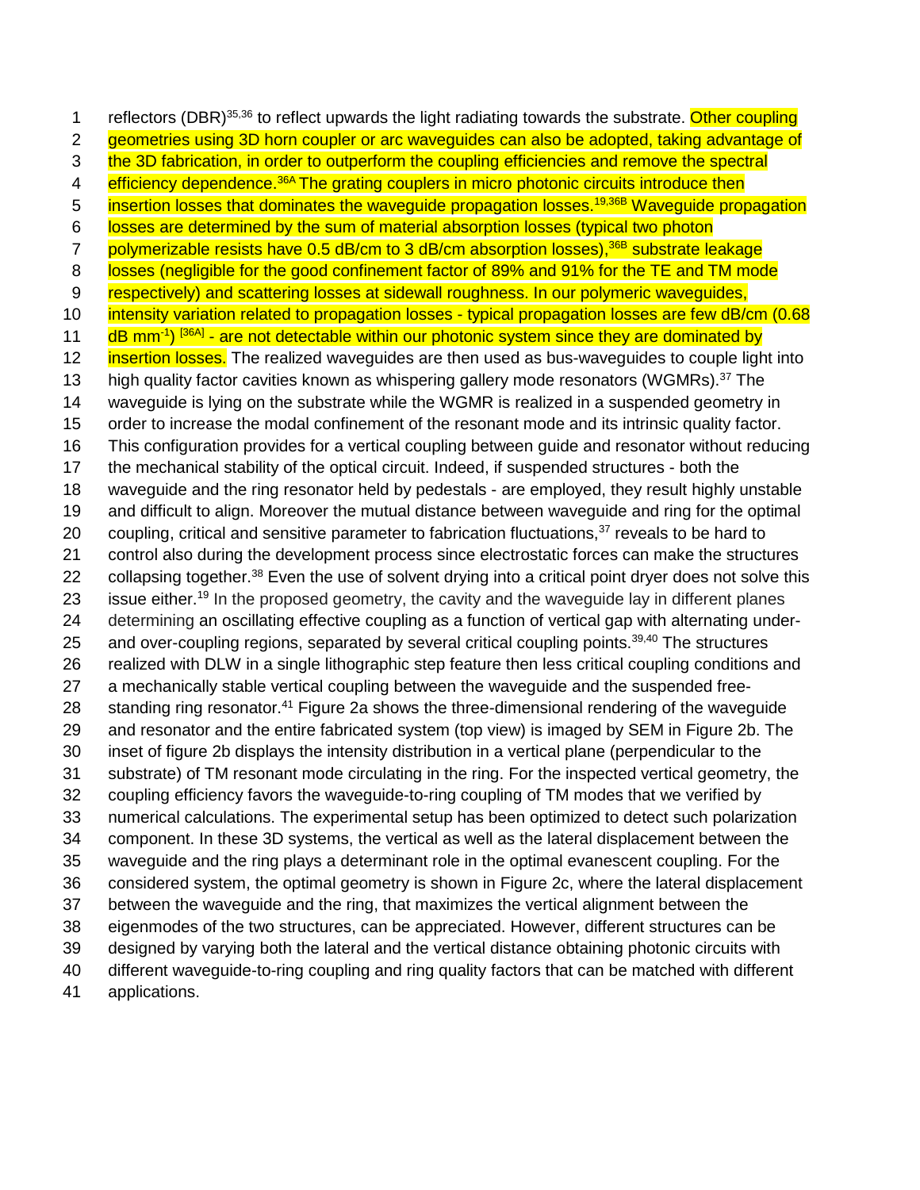reflectors (DBR)[35,36] to reflect upwards the light radiating towards the substrate. Other coupling geometries using 3D horn coupler or arc waveguides can also be adopted, taking advantage of the 3D fabrication, in order to outperform the coupling efficiencies and remove the spectral efficiency dependence.[36A] The grating couplers in micro photonic circuits introduce then insertion losses that dominates the waveguide propagation losses.[19,36B] Waveguide propagation losses are determined by the sum of material absorption losses (typical two photon polymerizable resists have 0.5 dB/cm to 3 dB/cm absorption losses),[36B] substrate leakage losses (negligible for the good confinement factor of 89% and 91% for the TE and TM mode respectively) and scattering losses at sidewall roughness. In our polymeric waveguides, intensity variation related to propagation losses - typical propagation losses are few dB/cm (0.68 dB mm$^{-1}$) [36A] - are not detectable within our photonic system since they are dominated by insertion losses. The realized waveguides are then used as bus-waveguides to couple light into high quality factor cavities known as whispering gallery mode resonators (WGMRs).[37] The waveguide is lying on the substrate while the WGMR is realized in a suspended geometry in order to increase the modal confinement of the resonant mode and its intrinsic quality factor. This configuration provides for a vertical coupling between guide and resonator without reducing the mechanical stability of the optical circuit. Indeed, if suspended structures - both the waveguide and the ring resonator held by pedestals - are employed, they result highly unstable and difficult to align. Moreover the mutual distance between waveguide and ring for the optimal coupling, critical and sensitive parameter to fabrication fluctuations,[37] reveals to be hard to control also during the development process since electrostatic forces can make the structures collapsing together.[38] Even the use of solvent drying into a critical point dryer does not solve this issue either.[19] In the proposed geometry, the cavity and the waveguide lay in different planes determining an oscillating effective coupling as a function of vertical gap with alternating under- and over-coupling regions, separated by several critical coupling points.[39,40] The structures realized with DLW in a single lithographic step feature then less critical coupling conditions and a mechanically stable vertical coupling between the waveguide and the suspended free-standing ring resonator.[41] Figure 2a shows the three-dimensional rendering of the waveguide and resonator and the entire fabricated system (top view) is imaged by SEM in Figure 2b. The inset of figure 2b displays the intensity distribution in a vertical plane (perpendicular to the substrate) of TM resonant mode circulating in the ring. For the inspected vertical geometry, the coupling efficiency favors the waveguide-to-ring coupling of TM modes that we verified by numerical calculations. The experimental setup has been optimized to detect such polarization component. In these 3D systems, the vertical as well as the lateral displacement between the waveguide and the ring plays a determinant role in the optimal evanescent coupling. For the considered system, the optimal geometry is shown in Figure 2c, where the lateral displacement between the waveguide and the ring, that maximizes the vertical alignment between the eigenmodes of the two structures, can be appreciated. However, different structures can be designed by varying both the lateral and the vertical distance obtaining photonic circuits with different waveguide-to-ring coupling and ring quality factors that can be matched with different applications.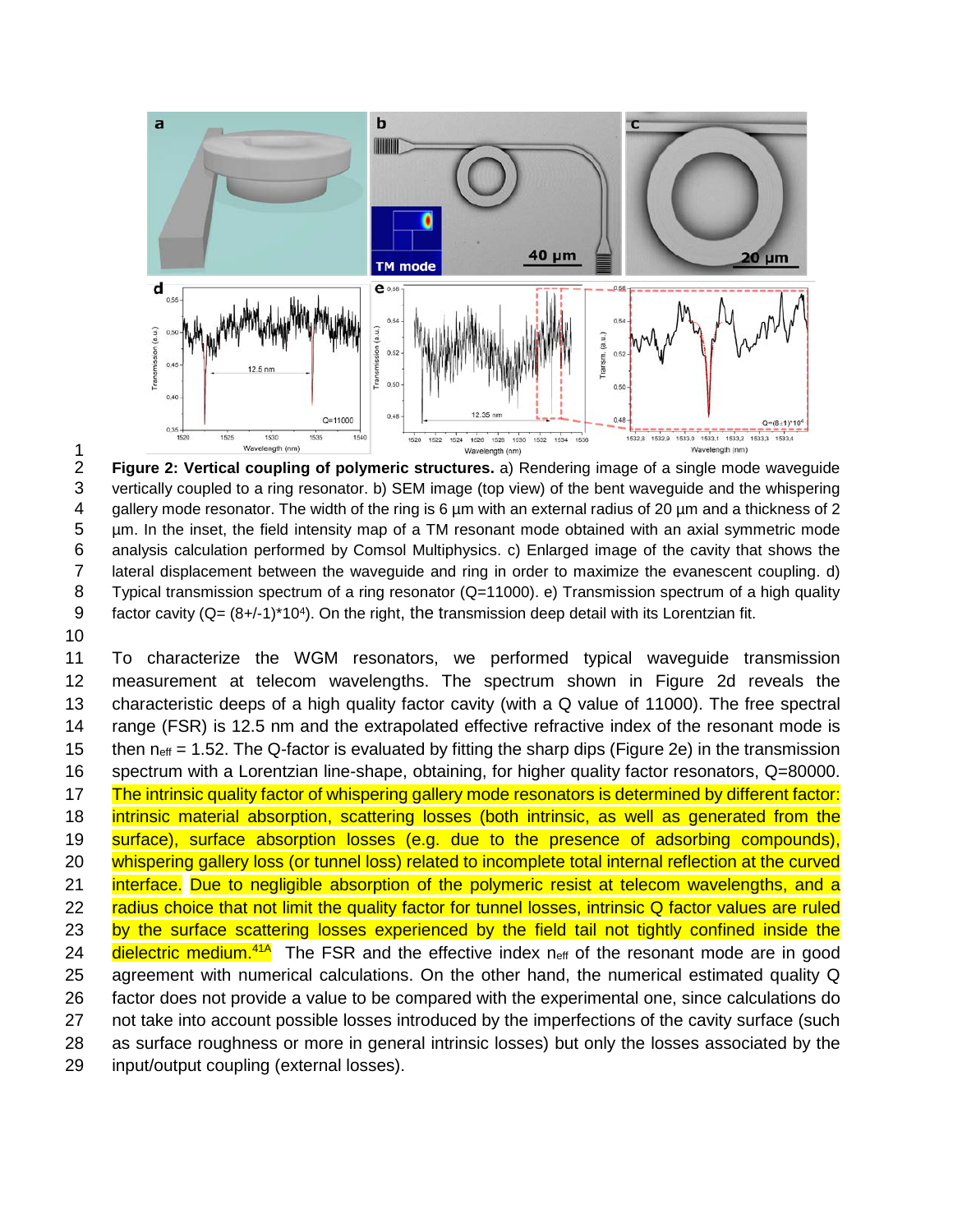**Figure 2: Vertical coupling of polymeric structures.** a) Rendering image of a single mode waveguide vertically coupled to a ring resonator. b) SEM image (top view) of the bent waveguide and the whispering gallery mode resonator. The width of the ring is 6 µm with an external radius of 20 µm and a thickness of 2 µm. In the inset, the field intensity map of a TM resonant mode obtained with an axial symmetric mode analysis calculation performed by Comsol Multiphysics. c) Enlarged image of the cavity that shows the lateral displacement between the waveguide and ring in order to maximize the evanescent coupling. d) Typical transmission spectrum of a ring resonator (Q=11000). e) Transmission spectrum of a high quality factor cavity (Q= (8+/-1)*$10^4$). On the right, the transmission deep detail with its Lorentzian fit.

To characterize the WGM resonators, we performed typical waveguide transmission measurement at telecom wavelengths. The spectrum shown in Figure 2d reveals the characteristic deeps of a high quality factor cavity (with a Q value of 11000). The free spectral range (FSR) is 12.5 nm and the extrapolated effective refractive index of the resonant mode is then $n_{eff}$ = 1.52. The Q-factor is evaluated by fitting the sharp dips (Figure 2e) in the transmission spectrum with a Lorentzian line-shape, obtaining, for higher quality factor resonators, Q=80000. The intrinsic quality factor of whispering gallery mode resonators is determined by different factor: intrinsic material absorption, scattering losses (both intrinsic, as well as generated from the surface), surface absorption losses (e.g. due to the presence of adsorbing compounds), whispering gallery loss (or tunnel loss) related to incomplete total internal reflection at the curved interface. Due to negligible absorption of the polymeric resist at telecom wavelengths, and a radius choice that not limit the quality factor for tunnel losses, intrinsic Q factor values are ruled by the surface scattering losses experienced by the field tail not tightly confined inside the dielectric medium.[41A] The FSR and the effective index $n_{eff}$ of the resonant mode are in good agreement with numerical calculations. On the other hand, the numerical estimated quality Q factor does not provide a value to be compared with the experimental one, since calculations do not take into account possible losses introduced by the imperfections of the cavity surface (such as surface roughness or more in general intrinsic losses) but only the losses associated by the input/output coupling (external losses).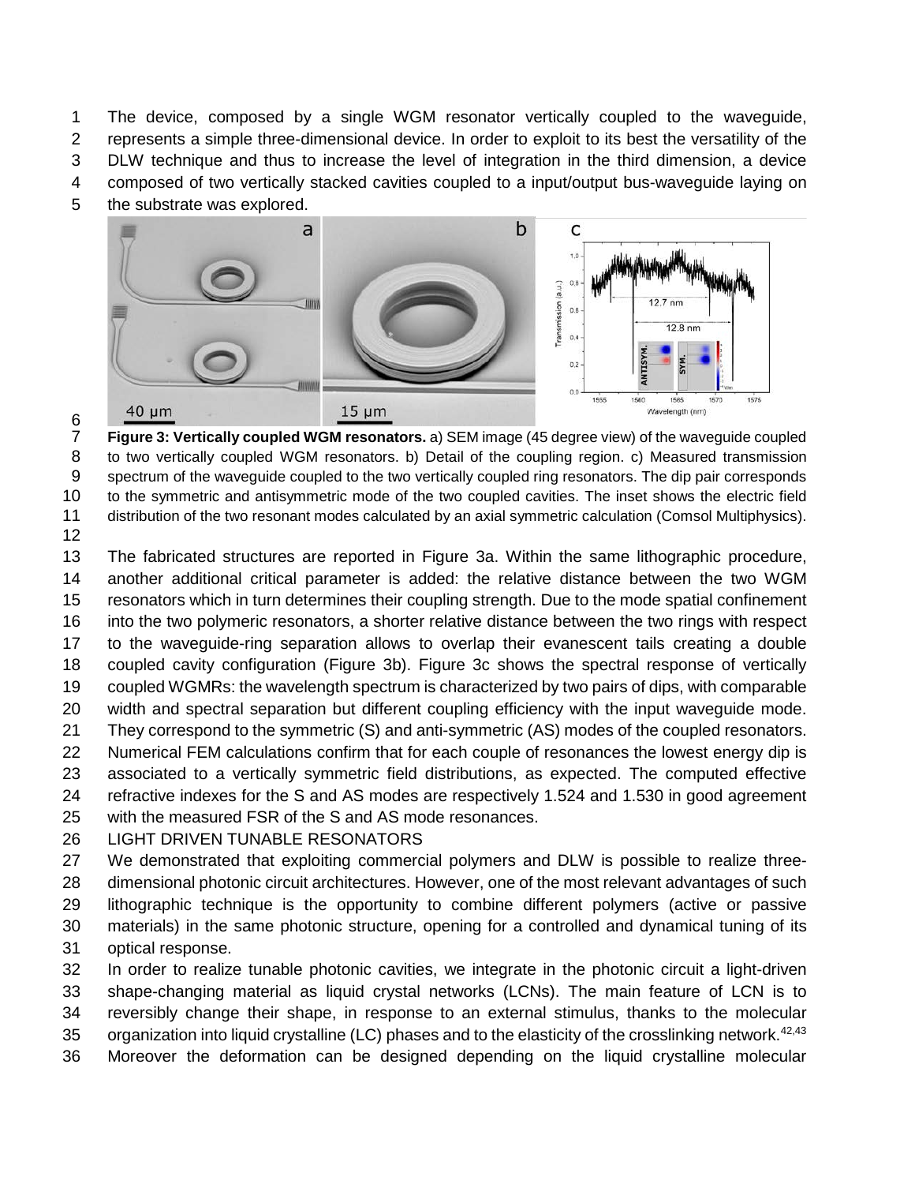The device, composed by a single WGM resonator vertically coupled to the waveguide, represents a simple three-dimensional device. In order to exploit to its best the versatility of the DLW technique and thus to increase the level of integration in the third dimension, a device composed of two vertically stacked cavities coupled to a input/output bus-waveguide laying on the substrate was explored.

**Figure 3: Vertically coupled WGM resonators.** a) SEM image (45 degree view) of the waveguide coupled to two vertically coupled WGM resonators. b) Detail of the coupling region. c) Measured transmission spectrum of the waveguide coupled to the two vertically coupled ring resonators. The dip pair corresponds to the symmetric and antisymmetric mode of the two coupled cavities. The inset shows the electric field distribution of the two resonant modes calculated by an axial symmetric calculation (Comsol Multiphysics).

The fabricated structures are reported in Figure 3a. Within the same lithographic procedure, another additional critical parameter is added: the relative distance between the two WGM resonators which in turn determines their coupling strength. Due to the mode spatial confinement into the two polymeric resonators, a shorter relative distance between the two rings with respect to the waveguide-ring separation allows to overlap their evanescent tails creating a double coupled cavity configuration (Figure 3b). Figure 3c shows the spectral response of vertically coupled WGMRs: the wavelength spectrum is characterized by two pairs of dips, with comparable width and spectral separation but different coupling efficiency with the input waveguide mode. They correspond to the symmetric (S) and anti-symmetric (AS) modes of the coupled resonators. Numerical FEM calculations confirm that for each couple of resonances the lowest energy dip is associated to a vertically symmetric field distributions, as expected. The computed effective refractive indexes for the S and AS modes are respectively 1.524 and 1.530 in good agreement with the measured FSR of the S and AS mode resonances.

## LIGHT DRIVEN TUNABLE RESONATORS

We demonstrated that exploiting commercial polymers and DLW is possible to realize three-dimensional photonic circuit architectures. However, one of the most relevant advantages of such lithographic technique is the opportunity to combine different polymers (active or passive materials) in the same photonic structure, opening for a controlled and dynamical tuning of its optical response.

In order to realize tunable photonic cavities, we integrate in the photonic circuit a light-driven shape-changing material as liquid crystal networks (LCNs). The main feature of LCN is to reversibly change their shape, in response to an external stimulus, thanks to the molecular organization into liquid crystalline (LC) phases and to the elasticity of the crosslinking network.[42,43] Moreover the deformation can be designed depending on the liquid crystalline molecular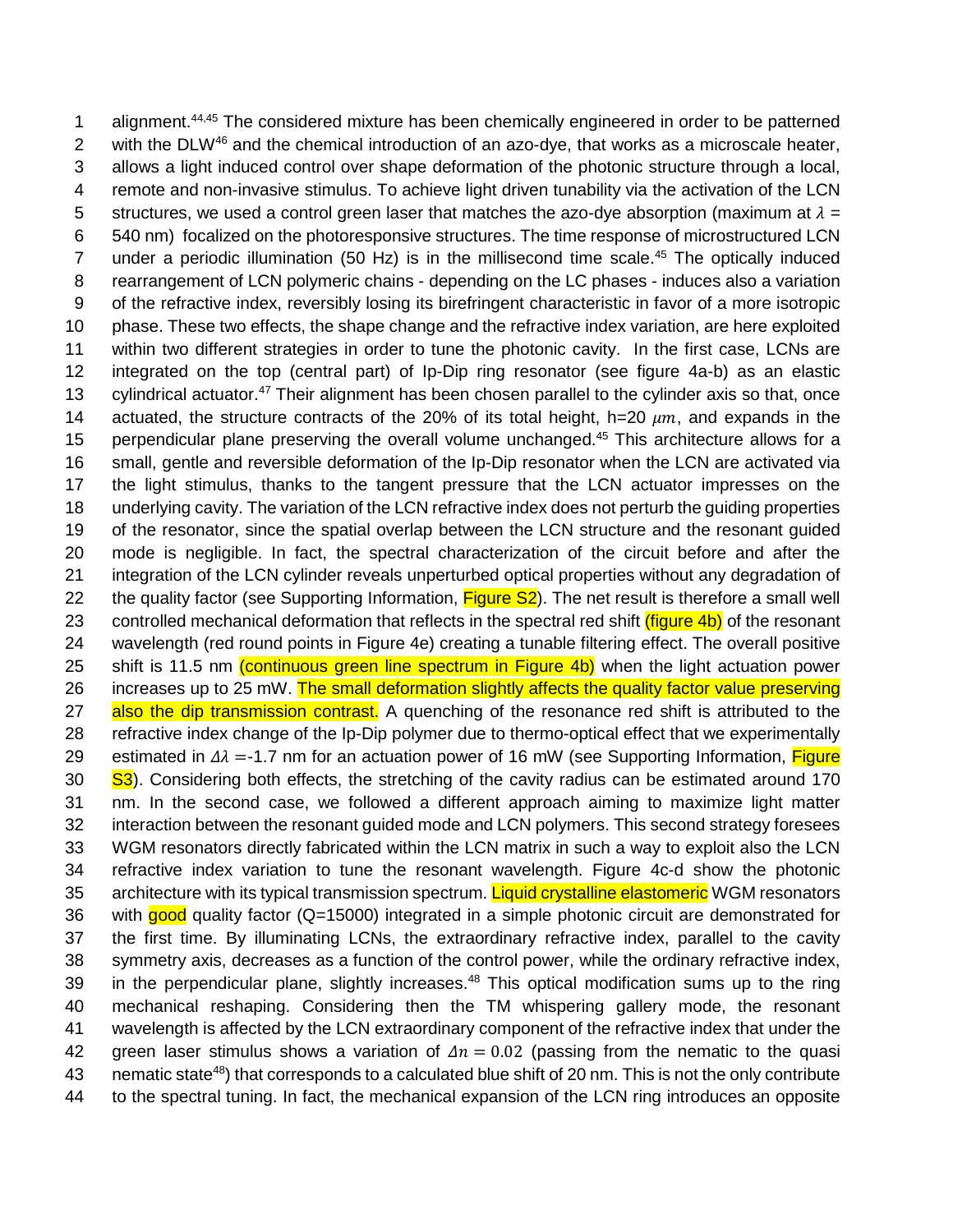alignment.[44,45] The considered mixture has been chemically engineered in order to be patterned with the DLW[46] and the chemical introduction of an azo-dye, that works as a microscale heater, allows a light induced control over shape deformation of the photonic structure through a local, remote and non-invasive stimulus. To achieve light driven tunability via the activation of the LCN structures, we used a control green laser that matches the azo-dye absorption (maximum at $\lambda$ = 540 nm) focalized on the photoresponsive structures. The time response of microstructured LCN under a periodic illumination (50 Hz) is in the millisecond time scale.[45] The optically induced rearrangement of LCN polymeric chains - depending on the LC phases - induces also a variation of the refractive index, reversibly losing its birefringent characteristic in favor of a more isotropic phase. These two effects, the shape change and the refractive index variation, are here exploited within two different strategies in order to tune the photonic cavity. In the first case, LCNs are integrated on the top (central part) of Ip-Dip ring resonator (see figure 4a-b) as an elastic cylindrical actuator.[47] Their alignment has been chosen parallel to the cylinder axis so that, once actuated, the structure contracts of the 20% of its total height, h=20 $\mu m$, and expands in the perpendicular plane preserving the overall volume unchanged.[45] This architecture allows for a small, gentle and reversible deformation of the Ip-Dip resonator when the LCN are activated via the light stimulus, thanks to the tangent pressure that the LCN actuator impresses on the underlying cavity. The variation of the LCN refractive index does not perturb the guiding properties of the resonator, since the spatial overlap between the LCN structure and the resonant guided mode is negligible. In fact, the spectral characterization of the circuit before and after the integration of the LCN cylinder reveals unperturbed optical properties without any degradation of the quality factor (see Supporting Information, Figure S2). The net result is therefore a small well controlled mechanical deformation that reflects in the spectral red shift (figure 4b) of the resonant wavelength (red round points in Figure 4e) creating a tunable filtering effect. The overall positive shift is 11.5 nm (continuous green line spectrum in Figure 4b) when the light actuation power increases up to 25 mW. The small deformation slightly affects the quality factor value preserving also the dip transmission contrast. A quenching of the resonance red shift is attributed to the refractive index change of the Ip-Dip polymer due to thermo-optical effect that we experimentally estimated in $\Delta\lambda$ =-1.7 nm for an actuation power of 16 mW (see Supporting Information, Figure S3). Considering both effects, the stretching of the cavity radius can be estimated around 170 nm. In the second case, we followed a different approach aiming to maximize light matter interaction between the resonant guided mode and LCN polymers. This second strategy foresees WGM resonators directly fabricated within the LCN matrix in such a way to exploit also the LCN refractive index variation to tune the resonant wavelength. Figure 4c-d show the photonic architecture with its typical transmission spectrum. Liquid crystalline elastomeric WGM resonators with good quality factor (Q=15000) integrated in a simple photonic circuit are demonstrated for the first time. By illuminating LCNs, the extraordinary refractive index, parallel to the cavity symmetry axis, decreases as a function of the control power, while the ordinary refractive index, in the perpendicular plane, slightly increases.[48] This optical modification sums up to the ring mechanical reshaping. Considering then the TM whispering gallery mode, the resonant wavelength is affected by the LCN extraordinary component of the refractive index that under the green laser stimulus shows a variation of $\Delta n = 0.02$ (passing from the nematic to the quasi nematic state[48]) that corresponds to a calculated blue shift of 20 nm. This is not the only contribute to the spectral tuning. In fact, the mechanical expansion of the LCN ring introduces an opposite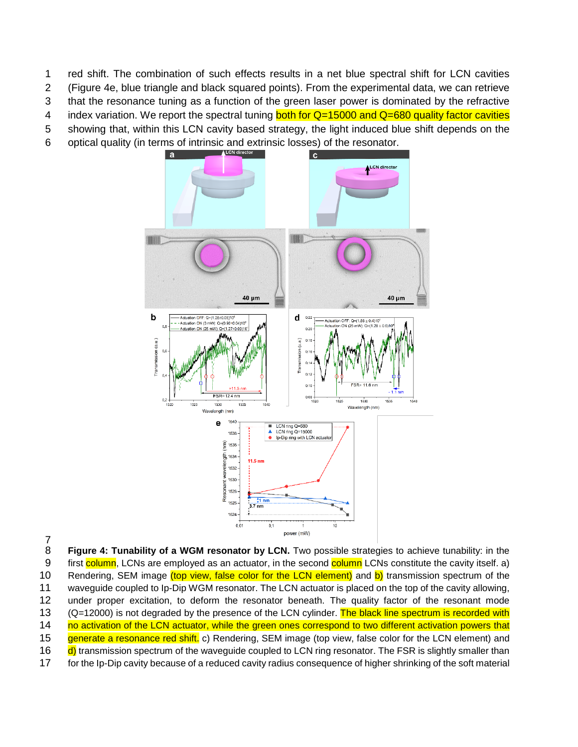red shift. The combination of such effects results in a net blue spectral shift for LCN cavities (Figure 4e, blue triangle and black squared points). From the experimental data, we can retrieve that the resonance tuning as a function of the green laser power is dominated by the refractive index variation. We report the spectral tuning both for Q=15000 and Q=680 quality factor cavities showing that, within this LCN cavity based strategy, the light induced blue shift depends on the optical quality (in terms of intrinsic and extrinsic losses) of the resonator.

**Figure 4: Tunability of a WGM resonator by LCN.** Two possible strategies to achieve tunability: in the first column, LCNs are employed as an actuator, in the second column LCNs constitute the cavity itself. a) Rendering, SEM image (top view, false color for the LCN element) and b) transmission spectrum of the waveguide coupled to Ip-Dip WGM resonator. The LCN actuator is placed on the top of the cavity allowing, under proper excitation, to deform the resonator beneath. The quality factor of the resonant mode (Q=12000) is not degraded by the presence of the LCN cylinder. The black line spectrum is recorded with no activation of the LCN actuator, while the green ones correspond to two different activation powers that generate a resonance red shift. c) Rendering, SEM image (top view, false color for the LCN element) and d) transmission spectrum of the waveguide coupled to LCN ring resonator. The FSR is slightly smaller than for the Ip-Dip cavity because of a reduced cavity radius consequence of higher shrinking of the soft material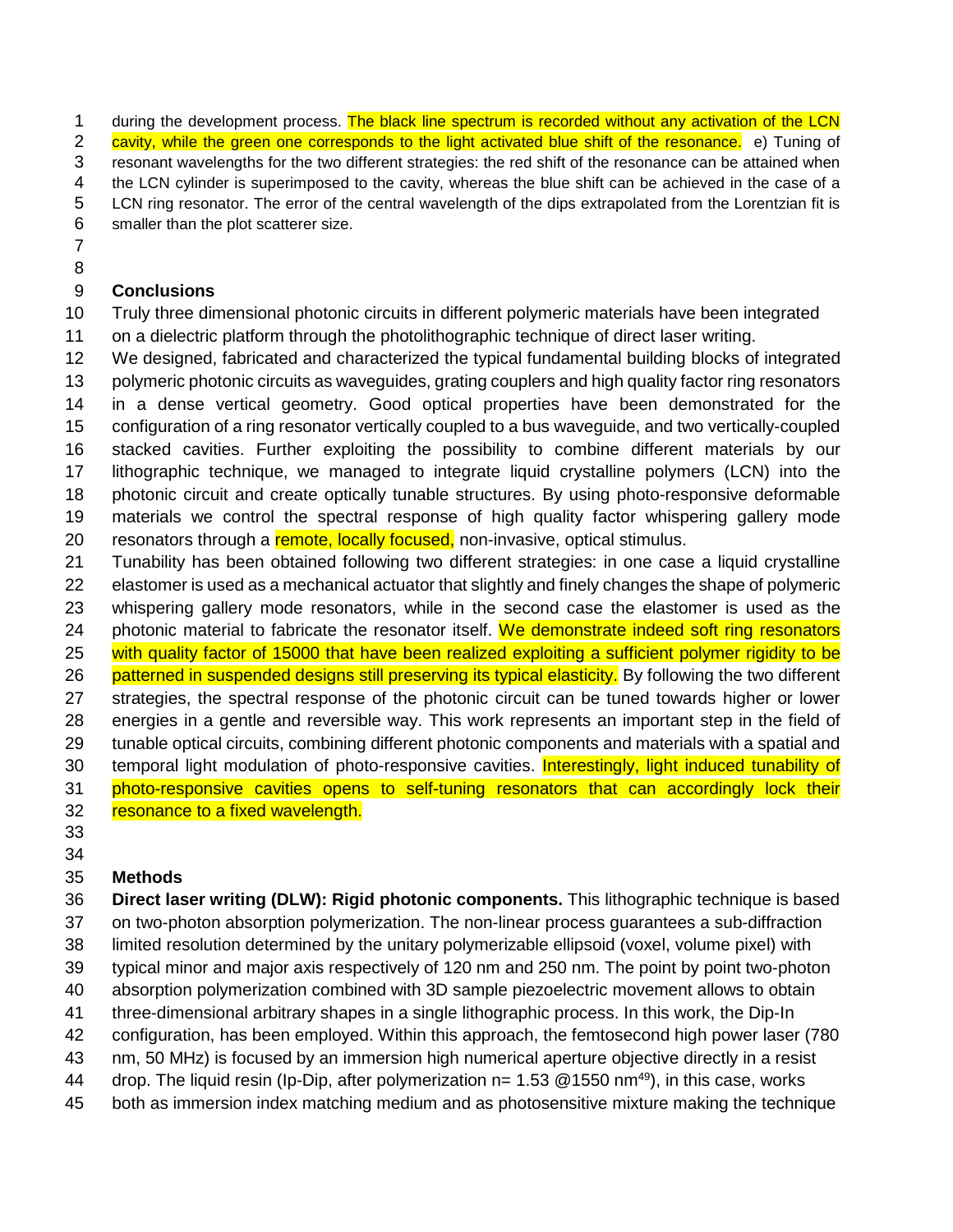during the development process. The black line spectrum is recorded without any activation of the LCN cavity, while the green one corresponds to the light activated blue shift of the resonance. e) Tuning of resonant wavelengths for the two different strategies: the red shift of the resonance can be attained when the LCN cylinder is superimposed to the cavity, whereas the blue shift can be achieved in the case of a LCN ring resonator. The error of the central wavelength of the dips extrapolated from the Lorentzian fit is smaller than the plot scatterer size.

## Conclusions

Truly three dimensional photonic circuits in different polymeric materials have been integrated on a dielectric platform through the photolithographic technique of direct laser writing.
We designed, fabricated and characterized the typical fundamental building blocks of integrated polymeric photonic circuits as waveguides, grating couplers and high quality factor ring resonators in a dense vertical geometry. Good optical properties have been demonstrated for the configuration of a ring resonator vertically coupled to a bus waveguide, and two vertically-coupled stacked cavities. Further exploiting the possibility to combine different materials by our lithographic technique, we managed to integrate liquid crystalline polymers (LCN) into the photonic circuit and create optically tunable structures. By using photo-responsive deformable materials we control the spectral response of high quality factor whispering gallery mode resonators through a remote, locally focused, non-invasive, optical stimulus.
Tunability has been obtained following two different strategies: in one case a liquid crystalline elastomer is used as a mechanical actuator that slightly and finely changes the shape of polymeric whispering gallery mode resonators, while in the second case the elastomer is used as the photonic material to fabricate the resonator itself. We demonstrate indeed soft ring resonators with quality factor of 15000 that have been realized exploiting a sufficient polymer rigidity to be patterned in suspended designs still preserving its typical elasticity. By following the two different strategies, the spectral response of the photonic circuit can be tuned towards higher or lower energies in a gentle and reversible way. This work represents an important step in the field of tunable optical circuits, combining different photonic components and materials with a spatial and temporal light modulation of photo-responsive cavities. Interestingly, light induced tunability of photo-responsive cavities opens to self-tuning resonators that can accordingly lock their resonance to a fixed wavelength.

## Methods

**Direct laser writing (DLW): Rigid photonic components.** This lithographic technique is based on two-photon absorption polymerization. The non-linear process guarantees a sub-diffraction limited resolution determined by the unitary polymerizable ellipsoid (voxel, volume pixel) with typical minor and major axis respectively of 120 nm and 250 nm. The point by point two-photon absorption polymerization combined with 3D sample piezoelectric movement allows to obtain three-dimensional arbitrary shapes in a single lithographic process. In this work, the Dip-In configuration, has been employed. Within this approach, the femtosecond high power laser (780 nm, 50 MHz) is focused by an immersion high numerical aperture objective directly in a resist drop. The liquid resin (Ip-Dip, after polymerization n= 1.53 @1550 nm[49]), in this case, works both as immersion index matching medium and as photosensitive mixture making the technique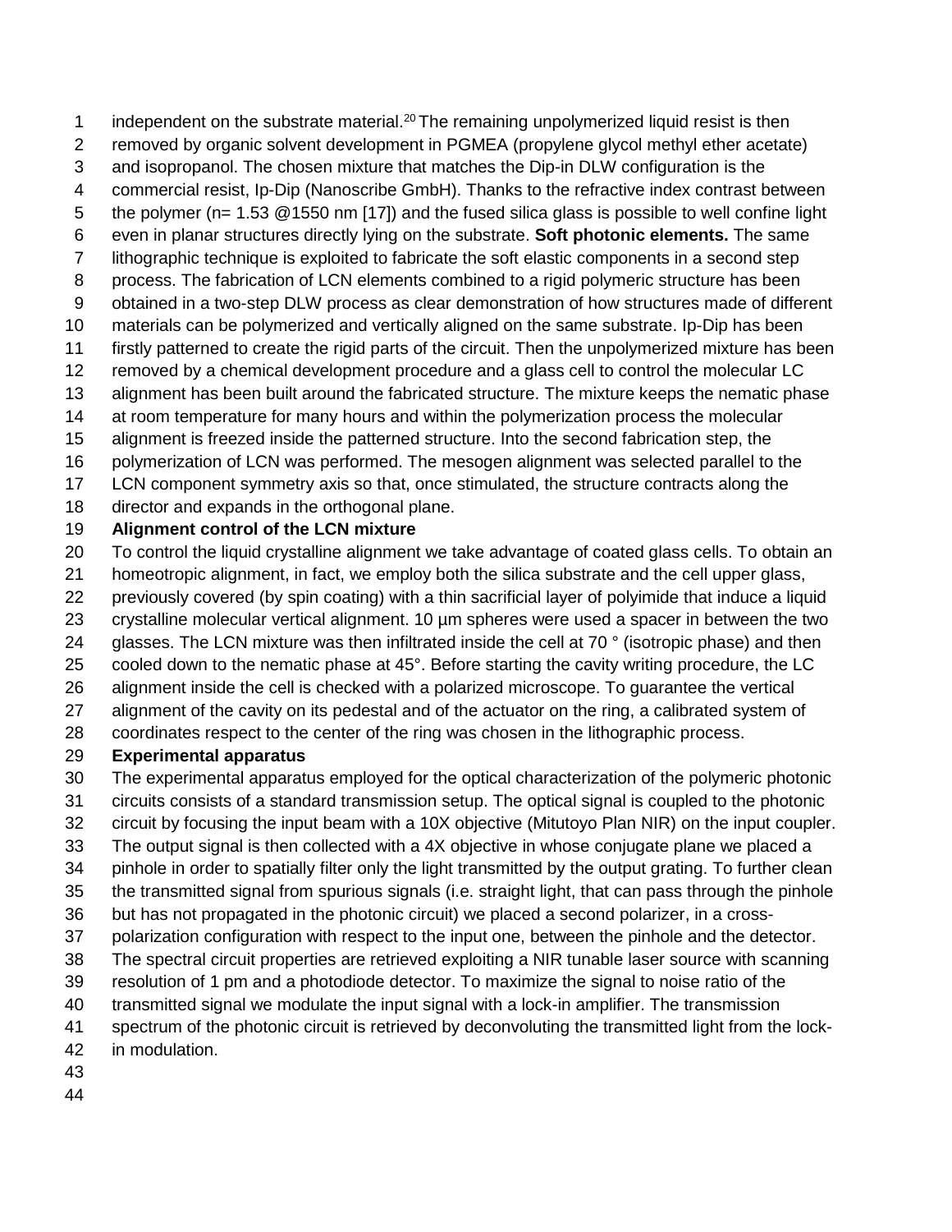independent on the substrate material.[20] The remaining unpolymerized liquid resist is then removed by organic solvent development in PGMEA (propylene glycol methyl ether acetate) and isopropanol. The chosen mixture that matches the Dip-in DLW configuration is the commercial resist, Ip-Dip (Nanoscribe GmbH). Thanks to the refractive index contrast between the polymer (n= 1.53 @1550 nm [17]) and the fused silica glass is possible to well confine light even in planar structures directly lying on the substrate. **Soft photonic elements.** The same lithographic technique is exploited to fabricate the soft elastic components in a second step process. The fabrication of LCN elements combined to a rigid polymeric structure has been obtained in a two-step DLW process as clear demonstration of how structures made of different materials can be polymerized and vertically aligned on the same substrate. Ip-Dip has been firstly patterned to create the rigid parts of the circuit. Then the unpolymerized mixture has been removed by a chemical development procedure and a glass cell to control the molecular LC alignment has been built around the fabricated structure. The mixture keeps the nematic phase at room temperature for many hours and within the polymerization process the molecular alignment is freezed inside the patterned structure. Into the second fabrication step, the polymerization of LCN was performed. The mesogen alignment was selected parallel to the LCN component symmetry axis so that, once stimulated, the structure contracts along the director and expands in the orthogonal plane.

**Alignment control of the LCN mixture**

To control the liquid crystalline alignment we take advantage of coated glass cells. To obtain an homeotropic alignment, in fact, we employ both the silica substrate and the cell upper glass, previously covered (by spin coating) with a thin sacrificial layer of polyimide that induce a liquid crystalline molecular vertical alignment. 10 µm spheres were used a spacer in between the two glasses. The LCN mixture was then infiltrated inside the cell at 70 ° (isotropic phase) and then cooled down to the nematic phase at 45°. Before starting the cavity writing procedure, the LC alignment inside the cell is checked with a polarized microscope. To guarantee the vertical alignment of the cavity on its pedestal and of the actuator on the ring, a calibrated system of coordinates respect to the center of the ring was chosen in the lithographic process.

**Experimental apparatus**

The experimental apparatus employed for the optical characterization of the polymeric photonic circuits consists of a standard transmission setup. The optical signal is coupled to the photonic circuit by focusing the input beam with a 10X objective (Mitutoyo Plan NIR) on the input coupler. The output signal is then collected with a 4X objective in whose conjugate plane we placed a pinhole in order to spatially filter only the light transmitted by the output grating. To further clean the transmitted signal from spurious signals (i.e. straight light, that can pass through the pinhole but has not propagated in the photonic circuit) we placed a second polarizer, in a cross-polarization configuration with respect to the input one, between the pinhole and the detector. The spectral circuit properties are retrieved exploiting a NIR tunable laser source with scanning resolution of 1 pm and a photodiode detector. To maximize the signal to noise ratio of the transmitted signal we modulate the input signal with a lock-in amplifier. The transmission spectrum of the photonic circuit is retrieved by deconvoluting the transmitted light from the lock-in modulation.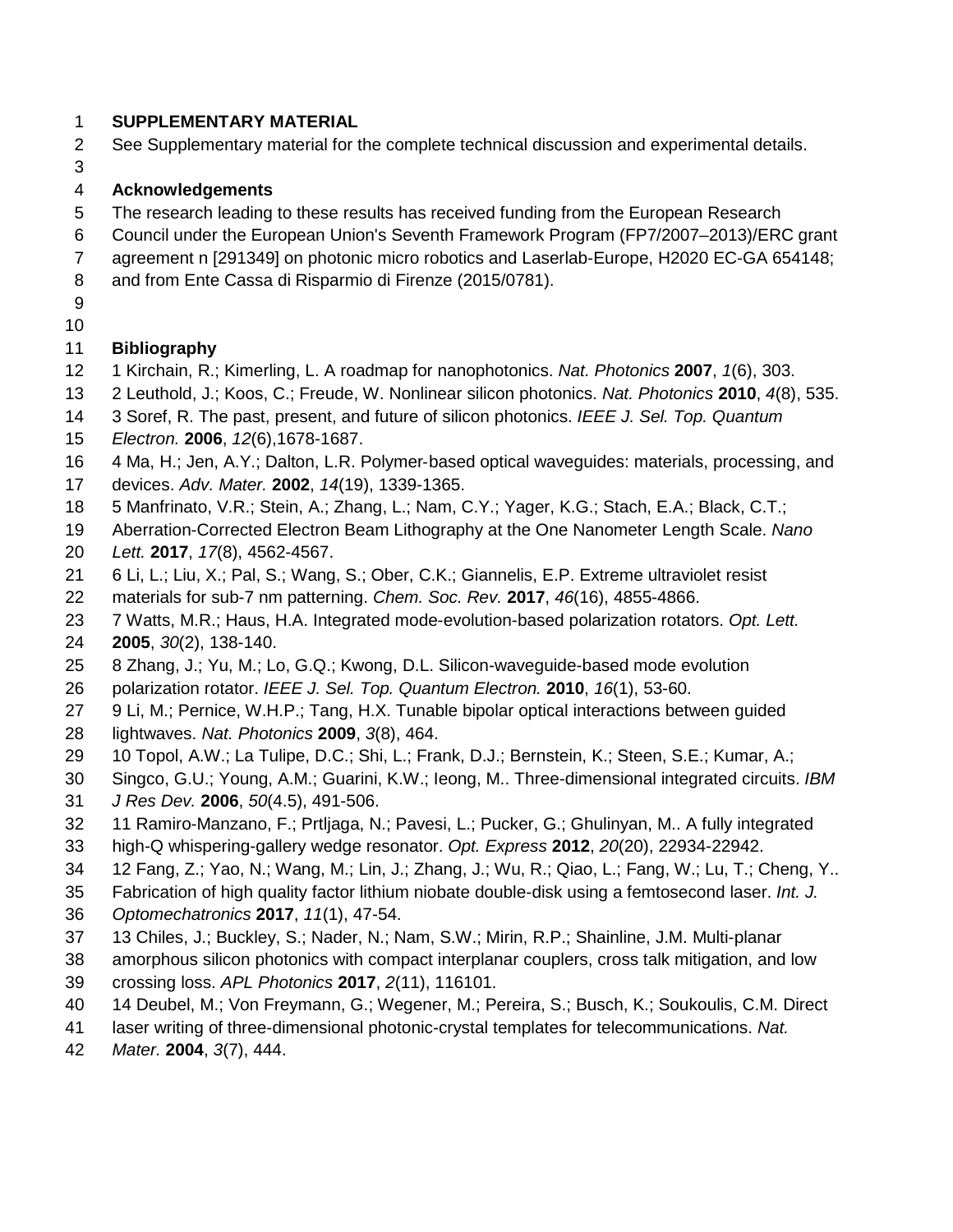## SUPPLEMENTARY MATERIAL

See Supplementary material for the complete technical discussion and experimental details.

## Acknowledgements

The research leading to these results has received funding from the European Research Council under the European Union's Seventh Framework Program (FP7/2007–2013)/ERC grant agreement n [291349] on photonic micro robotics and Laserlab-Europe, H2020 EC-GA 654148; and from Ente Cassa di Risparmio di Firenze (2015/0781).

## Bibliography

1 Kirchain, R.; Kimerling, L. A roadmap for nanophotonics. *Nat. Photonics* **2007**, *1*(6), 303.

2 Leuthold, J.; Koos, C.; Freude, W. Nonlinear silicon photonics. *Nat. Photonics* **2010**, *4*(8), 535.

3 Soref, R. The past, present, and future of silicon photonics. *IEEE J. Sel. Top. Quantum Electron.* **2006**, *12*(6),1678-1687.

4 Ma, H.; Jen, A.Y.; Dalton, L.R. Polymer-based optical waveguides: materials, processing, and devices. *Adv. Mater.* **2002**, *14*(19), 1339-1365.

5 Manfrinato, V.R.; Stein, A.; Zhang, L.; Nam, C.Y.; Yager, K.G.; Stach, E.A.; Black, C.T.; Aberration-Corrected Electron Beam Lithography at the One Nanometer Length Scale. *Nano Lett.* **2017**, *17*(8), 4562-4567.

6 Li, L.; Liu, X.; Pal, S.; Wang, S.; Ober, C.K.; Giannelis, E.P. Extreme ultraviolet resist materials for sub-7 nm patterning. *Chem. Soc. Rev.* **2017**, *46*(16), 4855-4866.

7 Watts, M.R.; Haus, H.A. Integrated mode-evolution-based polarization rotators. *Opt. Lett.* **2005**, *30*(2), 138-140.

8 Zhang, J.; Yu, M.; Lo, G.Q.; Kwong, D.L. Silicon-waveguide-based mode evolution polarization rotator. *IEEE J. Sel. Top. Quantum Electron.* **2010**, *16*(1), 53-60.

9 Li, M.; Pernice, W.H.P.; Tang, H.X. Tunable bipolar optical interactions between guided lightwaves. *Nat. Photonics* **2009**, *3*(8), 464.

10 Topol, A.W.; La Tulipe, D.C.; Shi, L.; Frank, D.J.; Bernstein, K.; Steen, S.E.; Kumar, A.; Singco, G.U.; Young, A.M.; Guarini, K.W.; Ieong, M.. Three-dimensional integrated circuits. *IBM J Res Dev.* **2006**, *50*(4.5), 491-506.

11 Ramiro-Manzano, F.; Prtljaga, N.; Pavesi, L.; Pucker, G.; Ghulinyan, M.. A fully integrated high-Q whispering-gallery wedge resonator. *Opt. Express* **2012**, *20*(20), 22934-22942.

12 Fang, Z.; Yao, N.; Wang, M.; Lin, J.; Zhang, J.; Wu, R.; Qiao, L.; Fang, W.; Lu, T.; Cheng, Y.. Fabrication of high quality factor lithium niobate double-disk using a femtosecond laser. *Int. J. Optomechatronics* **2017**, *11*(1), 47-54.

13 Chiles, J.; Buckley, S.; Nader, N.; Nam, S.W.; Mirin, R.P.; Shainline, J.M. Multi-planar amorphous silicon photonics with compact interplanar couplers, cross talk mitigation, and low crossing loss. *APL Photonics* **2017**, *2*(11), 116101.

14 Deubel, M.; Von Freymann, G.; Wegener, M.; Pereira, S.; Busch, K.; Soukoulis, C.M. Direct laser writing of three-dimensional photonic-crystal templates for telecommunications. *Nat. Mater.* **2004**, *3*(7), 444.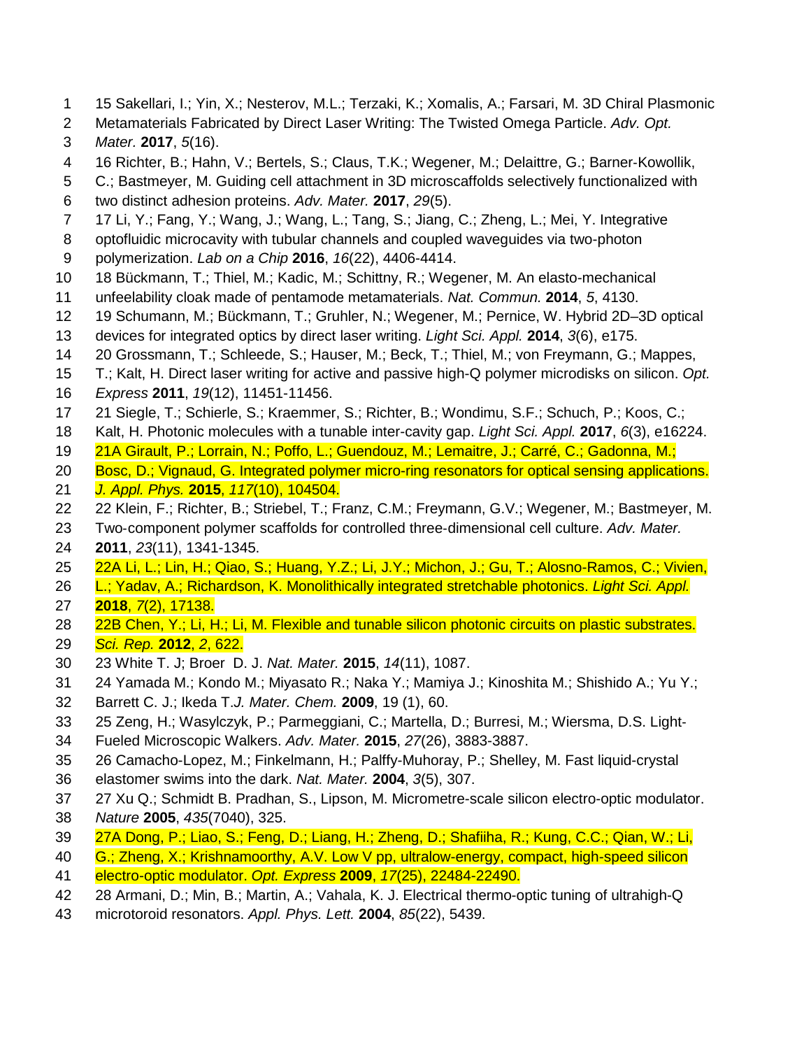15 Sakellari, I.; Yin, X.; Nesterov, M.L.; Terzaki, K.; Xomalis, A.; Farsari, M. 3D Chiral Plasmonic Metamaterials Fabricated by Direct Laser Writing: The Twisted Omega Particle. *Adv. Opt. Mater.* **2017**, *5*(16).

16 Richter, B.; Hahn, V.; Bertels, S.; Claus, T.K.; Wegener, M.; Delaittre, G.; Barner-Kowollik, C.; Bastmeyer, M. Guiding cell attachment in 3D microscaffolds selectively functionalized with two distinct adhesion proteins. *Adv. Mater.* **2017**, *29*(5).

17 Li, Y.; Fang, Y.; Wang, J.; Wang, L.; Tang, S.; Jiang, C.; Zheng, L.; Mei, Y. Integrative optofluidic microcavity with tubular channels and coupled waveguides via two-photon polymerization. *Lab on a Chip* **2016**, *16*(22), 4406-4414.

18 Bückmann, T.; Thiel, M.; Kadic, M.; Schittny, R.; Wegener, M. An elasto-mechanical unfeelability cloak made of pentamode metamaterials. *Nat. Commun.* **2014**, *5*, 4130.

19 Schumann, M.; Bückmann, T.; Gruhler, N.; Wegener, M.; Pernice, W. Hybrid 2D–3D optical devices for integrated optics by direct laser writing. *Light Sci. Appl.* **2014**, *3*(6), e175.

20 Grossmann, T.; Schleede, S.; Hauser, M.; Beck, T.; Thiel, M.; von Freymann, G.; Mappes, T.; Kalt, H. Direct laser writing for active and passive high-Q polymer microdisks on silicon. *Opt. Express* **2011**, *19*(12), 11451-11456.

21 Siegle, T.; Schierle, S.; Kraemmer, S.; Richter, B.; Wondimu, S.F.; Schuch, P.; Koos, C.; Kalt, H. Photonic molecules with a tunable inter-cavity gap. *Light Sci. Appl.* **2017**, *6*(3), e16224.

21A Girault, P.; Lorrain, N.; Poffo, L.; Guendouz, M.; Lemaitre, J.; Carré, C.; Gadonna, M.; Bosc, D.; Vignaud, G. Integrated polymer micro-ring resonators for optical sensing applications. *J. Appl. Phys.* **2015**, *117*(10), 104504.

22 Klein, F.; Richter, B.; Striebel, T.; Franz, C.M.; Freymann, G.V.; Wegener, M.; Bastmeyer, M. Two-component polymer scaffolds for controlled three-dimensional cell culture. *Adv. Mater.* **2011**, *23*(11), 1341-1345.

22A Li, L.; Lin, H.; Qiao, S.; Huang, Y.Z.; Li, J.Y.; Michon, J.; Gu, T.; Alosno-Ramos, C.; Vivien, L.; Yadav, A.; Richardson, K. Monolithically integrated stretchable photonics. *Light Sci. Appl.* **2018**, *7*(2), 17138.

22B Chen, Y.; Li, H.; Li, M. Flexible and tunable silicon photonic circuits on plastic substrates. *Sci. Rep.* **2012**, *2*, 622.

23 White T. J; Broer D. J. *Nat. Mater.* **2015**, *14*(11), 1087.

24 Yamada M.; Kondo M.; Miyasato R.; Naka Y.; Mamiya J.; Kinoshita M.; Shishido A.; Yu Y.; Barrett C. J.; Ikeda T.*J. Mater. Chem.* **2009**, 19 (1), 60.

25 Zeng, H.; Wasylczyk, P.; Parmeggiani, C.; Martella, D.; Burresi, M.; Wiersma, D.S. Light-Fueled Microscopic Walkers. *Adv. Mater.* **2015**, *27*(26), 3883-3887.

26 Camacho-Lopez, M.; Finkelmann, H.; Palffy-Muhoray, P.; Shelley, M. Fast liquid-crystal elastomer swims into the dark. *Nat. Mater.* **2004**, *3*(5), 307.

27 Xu Q.; Schmidt B. Pradhan, S., Lipson, M. Micrometre-scale silicon electro-optic modulator. *Nature* **2005**, *435*(7040), 325.

27A Dong, P.; Liao, S.; Feng, D.; Liang, H.; Zheng, D.; Shafiiha, R.; Kung, C.C.; Qian, W.; Li, G.; Zheng, X.; Krishnamoorthy, A.V. Low V pp, ultralow-energy, compact, high-speed silicon electro-optic modulator. *Opt. Express* **2009**, *17*(25), 22484-22490.

28 Armani, D.; Min, B.; Martin, A.; Vahala, K. J. Electrical thermo-optic tuning of ultrahigh-Q microtoroid resonators. *Appl. Phys. Lett.* **2004**, *85*(22), 5439.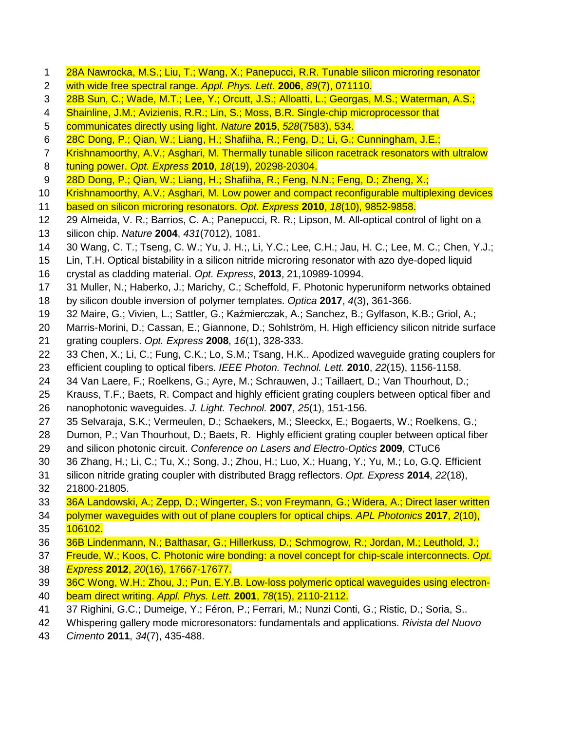28A Nawrocka, M.S.; Liu, T.; Wang, X.; Panepucci, R.R. Tunable silicon microring resonator with wide free spectral range. *Appl. Phys. Lett.* **2006**, *89*(7), 071110.

28B Sun, C.; Wade, M.T.; Lee, Y.; Orcutt, J.S.; Alloatti, L.; Georgas, M.S.; Waterman, A.S.; Shainline, J.M.; Avizienis, R.R.; Lin, S.; Moss, B.R. Single-chip microprocessor that communicates directly using light. *Nature* **2015**, *528*(7583), 534.

28C Dong, P.; Qian, W.; Liang, H.; Shafiiha, R.; Feng, D.; Li, G.; Cunningham, J.E.; Krishnamoorthy, A.V.; Asghari, M. Thermally tunable silicon racetrack resonators with ultralow tuning power. *Opt. Express* **2010**, *18*(19), 20298-20304.

28D Dong, P.; Qian, W.; Liang, H.; Shafiiha, R.; Feng, N.N.; Feng, D.; Zheng, X.; Krishnamoorthy, A.V.; Asghari, M. Low power and compact reconfigurable multiplexing devices based on silicon microring resonators. *Opt. Express* **2010**, *18*(10), 9852-9858.

29 Almeida, V. R.; Barrios, C. A.; Panepucci, R. R.; Lipson, M. All-optical control of light on a silicon chip. *Nature* **2004**, *431*(7012), 1081.

30 Wang, C. T.; Tseng, C. W.; Yu, J. H.;, Li, Y.C.; Lee, C.H.; Jau, H. C.; Lee, M. C.; Chen, Y.J.; Lin, T.H. Optical bistability in a silicon nitride microring resonator with azo dye-doped liquid crystal as cladding material. *Opt. Express*, **2013**, 21,10989-10994.

31 Muller, N.; Haberko, J.; Marichy, C.; Scheffold, F. Photonic hyperuniform networks obtained by silicon double inversion of polymer templates. *Optica* **2017**, *4*(3), 361-366.

32 Maire, G.; Vivien, L.; Sattler, G.; Kaźmierczak, A.; Sanchez, B.; Gylfason, K.B.; Griol, A.; Marris-Morini, D.; Cassan, E.; Giannone, D.; Sohlström, H. High efficiency silicon nitride surface grating couplers. *Opt. Express* **2008**, *16*(1), 328-333.

33 Chen, X.; Li, C.; Fung, C.K.; Lo, S.M.; Tsang, H.K.. Apodized waveguide grating couplers for efficient coupling to optical fibers. *IEEE Photon. Technol. Lett.* **2010**, *22*(15), 1156-1158.

34 Van Laere, F.; Roelkens, G.; Ayre, M.; Schrauwen, J.; Taillaert, D.; Van Thourhout, D.; Krauss, T.F.; Baets, R. Compact and highly efficient grating couplers between optical fiber and nanophotonic waveguides. *J. Light. Technol.* **2007**, *25*(1), 151-156.

35 Selvaraja, S.K.; Vermeulen, D.; Schaekers, M.; Sleeckx, E.; Bogaerts, W.; Roelkens, G.; Dumon, P.; Van Thourhout, D.; Baets, R. Highly efficient grating coupler between optical fiber and silicon photonic circuit. *Conference on Lasers and Electro-Optics* **2009**, CTuC6

36 Zhang, H.; Li, C.; Tu, X.; Song, J.; Zhou, H.; Luo, X.; Huang, Y.; Yu, M.; Lo, G.Q. Efficient silicon nitride grating coupler with distributed Bragg reflectors. *Opt. Express* **2014**, *22*(18), 21800-21805.

36A Landowski, A.; Zepp, D.; Wingerter, S.; von Freymann, G.; Widera, A.; Direct laser written polymer waveguides with out of plane couplers for optical chips. *APL Photonics* **2017**, *2*(10), 106102.

36B Lindenmann, N.; Balthasar, G.; Hillerkuss, D.; Schmogrow, R.; Jordan, M.; Leuthold, J.; Freude, W.; Koos, C. Photonic wire bonding: a novel concept for chip-scale interconnects. *Opt. Express* **2012**, *20*(16), 17667-17677.

36C Wong, W.H.; Zhou, J.; Pun, E.Y.B. Low-loss polymeric optical waveguides using electron-beam direct writing. *Appl. Phys. Lett.* **2001**, *78*(15), 2110-2112.

37 Righini, G.C.; Dumeige, Y.; Féron, P.; Ferrari, M.; Nunzi Conti, G.; Ristic, D.; Soria, S.. Whispering gallery mode microresonators: fundamentals and applications. *Rivista del Nuovo Cimento* **2011**, *34*(7), 435-488.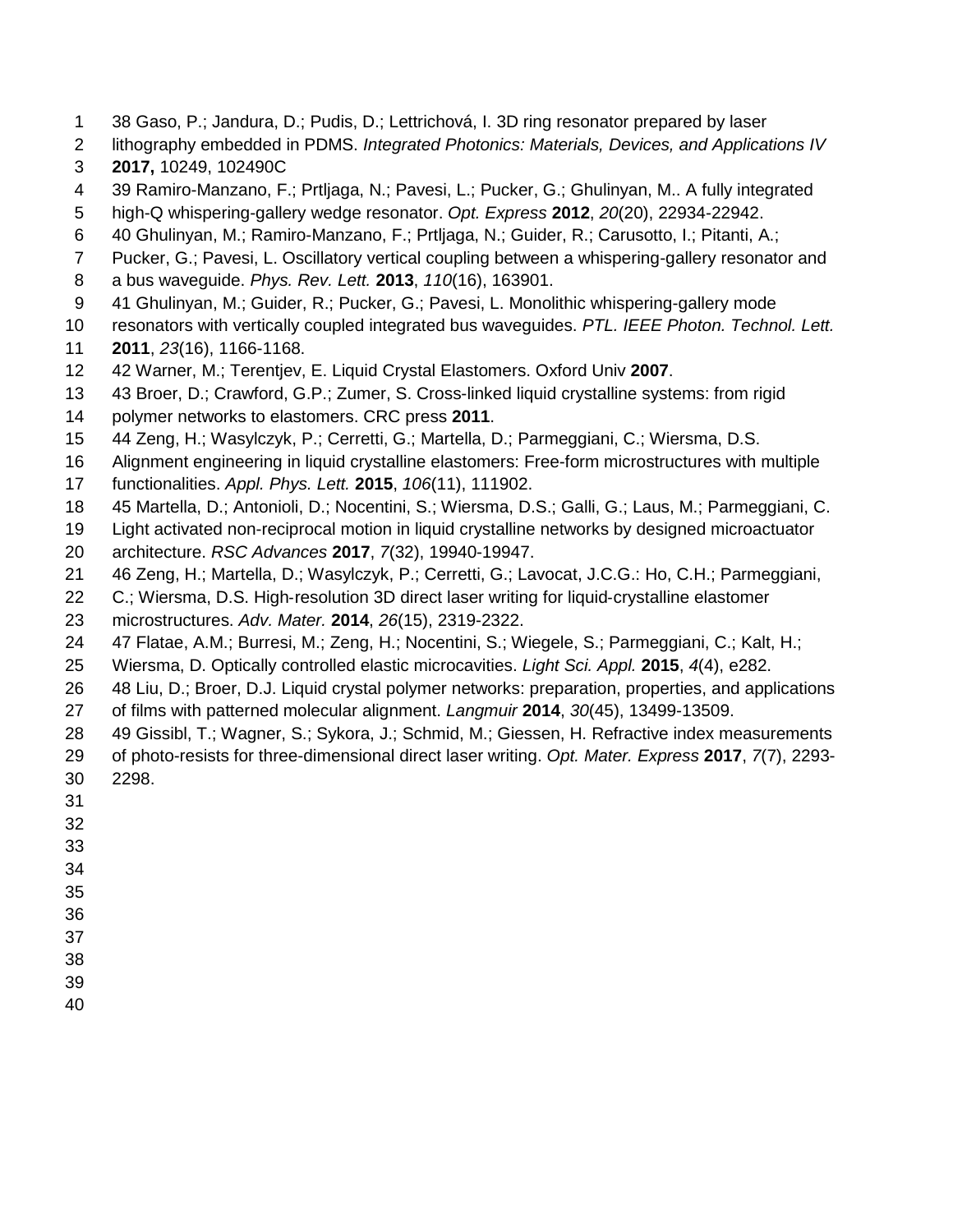38 Gaso, P.; Jandura, D.; Pudis, D.; Lettrichová, I. 3D ring resonator prepared by laser lithography embedded in PDMS. *Integrated Photonics: Materials, Devices, and Applications IV* **2017,** 10249, 102490C

39 Ramiro-Manzano, F.; Prtljaga, N.; Pavesi, L.; Pucker, G.; Ghulinyan, M.. A fully integrated high-Q whispering-gallery wedge resonator. *Opt. Express* **2012**, *20*(20), 22934-22942.

40 Ghulinyan, M.; Ramiro-Manzano, F.; Prtljaga, N.; Guider, R.; Carusotto, I.; Pitanti, A.; Pucker, G.; Pavesi, L. Oscillatory vertical coupling between a whispering-gallery resonator and a bus waveguide. *Phys. Rev. Lett.* **2013**, *110*(16), 163901.

41 Ghulinyan, M.; Guider, R.; Pucker, G.; Pavesi, L. Monolithic whispering-gallery mode resonators with vertically coupled integrated bus waveguides. *PTL. IEEE Photon. Technol. Lett.* **2011**, *23*(16), 1166-1168.

42 Warner, M.; Terentjev, E. Liquid Crystal Elastomers. Oxford Univ **2007**.

43 Broer, D.; Crawford, G.P.; Zumer, S. Cross-linked liquid crystalline systems: from rigid polymer networks to elastomers. CRC press **2011**.

44 Zeng, H.; Wasylczyk, P.; Cerretti, G.; Martella, D.; Parmeggiani, C.; Wiersma, D.S. Alignment engineering in liquid crystalline elastomers: Free-form microstructures with multiple functionalities. *Appl. Phys. Lett.* **2015**, *106*(11), 111902.

45 Martella, D.; Antonioli, D.; Nocentini, S.; Wiersma, D.S.; Galli, G.; Laus, M.; Parmeggiani, C. Light activated non-reciprocal motion in liquid crystalline networks by designed microactuator architecture. *RSC Advances* **2017**, *7*(32), 19940-19947.

46 Zeng, H.; Martella, D.; Wasylczyk, P.; Cerretti, G.; Lavocat, J.C.G.: Ho, C.H.; Parmeggiani, C.; Wiersma, D.S. High-resolution 3D direct laser writing for liquid-crystalline elastomer microstructures. *Adv. Mater.* **2014**, *26*(15), 2319-2322.

47 Flatae, A.M.; Burresi, M.; Zeng, H.; Nocentini, S.; Wiegele, S.; Parmeggiani, C.; Kalt, H.; Wiersma, D. Optically controlled elastic microcavities. *Light Sci. Appl.* **2015**, *4*(4), e282.

48 Liu, D.; Broer, D.J. Liquid crystal polymer networks: preparation, properties, and applications of films with patterned molecular alignment. *Langmuir* **2014**, *30*(45), 13499-13509.

49 Gissibl, T.; Wagner, S.; Sykora, J.; Schmid, M.; Giessen, H. Refractive index measurements of photo-resists for three-dimensional direct laser writing. *Opt. Mater. Express* **2017**, *7*(7), 2293-2298.